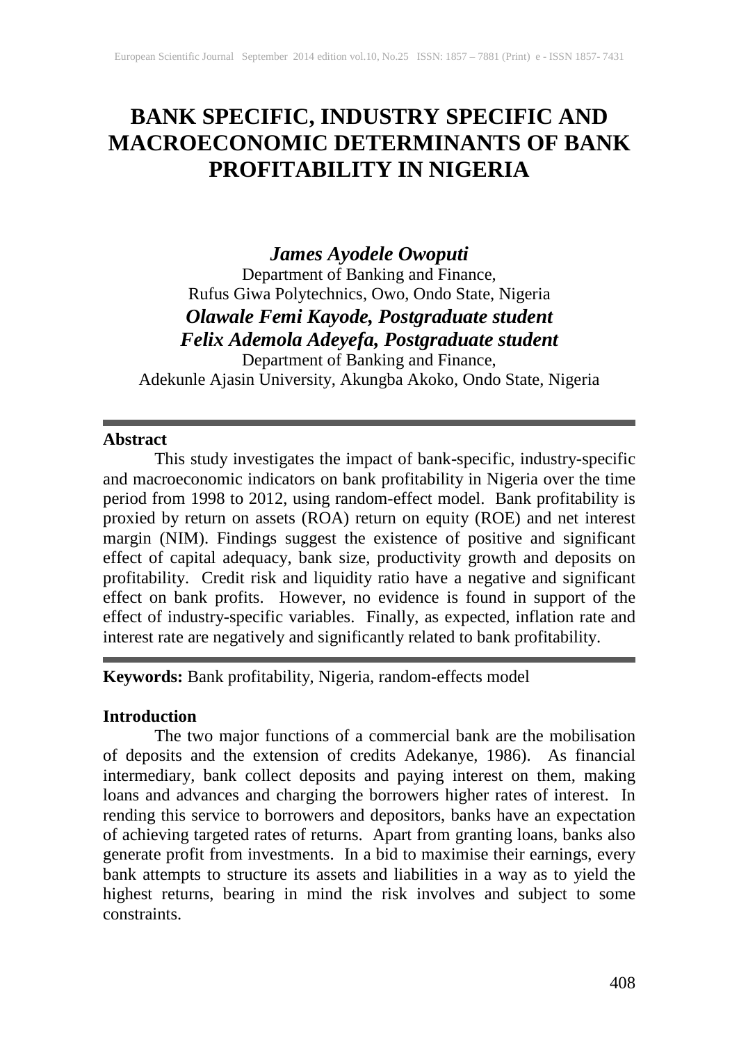# BANK SPECIFIC, INDUSTRY SPECIFIC AND MACROECONOMIC DETERMINANTS OF BANK PROFITABILITY IN NIGERIA

***James Ayodele Owoputi***
Department of Banking and Finance,
Rufus Giwa Polytechnics, Owo, Ondo State, Nigeria
***Olawale Femi Kayode, Postgraduate student***
***Felix Ademola Adeyefa, Postgraduate student***
Department of Banking and Finance,
Adekunle Ajasin University, Akungba Akoko, Ondo State, Nigeria

---

**Abstract**

This study investigates the impact of bank-specific, industry-specific and macroeconomic indicators on bank profitability in Nigeria over the time period from 1998 to 2012, using random-effect model. Bank profitability is proxied by return on assets (ROA) return on equity (ROE) and net interest margin (NIM). Findings suggest the existence of positive and significant effect of capital adequacy, bank size, productivity growth and deposits on profitability. Credit risk and liquidity ratio have a negative and significant effect on bank profits. However, no evidence is found in support of the effect of industry-specific variables. Finally, as expected, inflation rate and interest rate are negatively and significantly related to bank profitability.

---

**Keywords:** Bank profitability, Nigeria, random-effects model

**Introduction**

The two major functions of a commercial bank are the mobilisation of deposits and the extension of credits Adekanye, 1986). As financial intermediary, bank collect deposits and paying interest on them, making loans and advances and charging the borrowers higher rates of interest. In rending this service to borrowers and depositors, banks have an expectation of achieving targeted rates of returns. Apart from granting loans, banks also generate profit from investments. In a bid to maximise their earnings, every bank attempts to structure its assets and liabilities in a way as to yield the highest returns, bearing in mind the risk involves and subject to some constraints.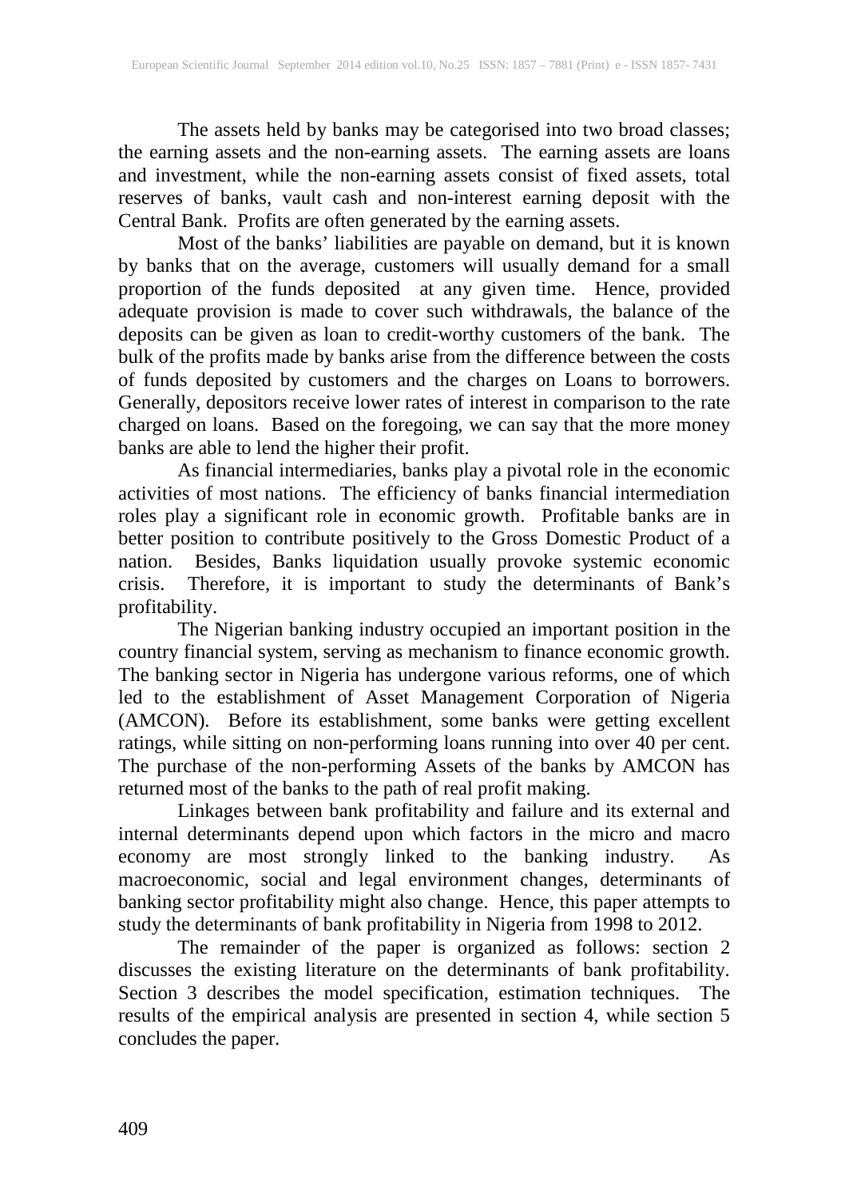The assets held by banks may be categorised into two broad classes; the earning assets and the non-earning assets. The earning assets are loans and investment, while the non-earning assets consist of fixed assets, total reserves of banks, vault cash and non-interest earning deposit with the Central Bank. Profits are often generated by the earning assets.

Most of the banks' liabilities are payable on demand, but it is known by banks that on the average, customers will usually demand for a small proportion of the funds deposited at any given time. Hence, provided adequate provision is made to cover such withdrawals, the balance of the deposits can be given as loan to credit-worthy customers of the bank. The bulk of the profits made by banks arise from the difference between the costs of funds deposited by customers and the charges on Loans to borrowers. Generally, depositors receive lower rates of interest in comparison to the rate charged on loans. Based on the foregoing, we can say that the more money banks are able to lend the higher their profit.

As financial intermediaries, banks play a pivotal role in the economic activities of most nations. The efficiency of banks financial intermediation roles play a significant role in economic growth. Profitable banks are in better position to contribute positively to the Gross Domestic Product of a nation. Besides, Banks liquidation usually provoke systemic economic crisis. Therefore, it is important to study the determinants of Bank's profitability.

The Nigerian banking industry occupied an important position in the country financial system, serving as mechanism to finance economic growth. The banking sector in Nigeria has undergone various reforms, one of which led to the establishment of Asset Management Corporation of Nigeria (AMCON). Before its establishment, some banks were getting excellent ratings, while sitting on non-performing loans running into over 40 per cent. The purchase of the non-performing Assets of the banks by AMCON has returned most of the banks to the path of real profit making.

Linkages between bank profitability and failure and its external and internal determinants depend upon which factors in the micro and macro economy are most strongly linked to the banking industry. As macroeconomic, social and legal environment changes, determinants of banking sector profitability might also change. Hence, this paper attempts to study the determinants of bank profitability in Nigeria from 1998 to 2012.

The remainder of the paper is organized as follows: section 2 discusses the existing literature on the determinants of bank profitability. Section 3 describes the model specification, estimation techniques. The results of the empirical analysis are presented in section 4, while section 5 concludes the paper.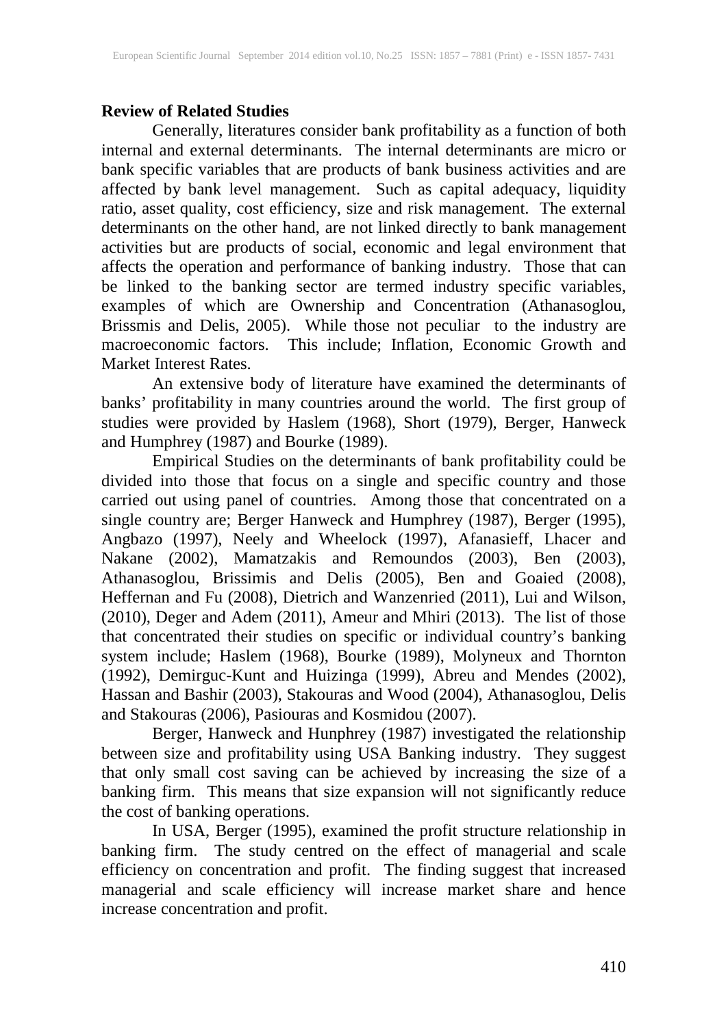**Review of Related Studies**

Generally, literatures consider bank profitability as a function of both internal and external determinants. The internal determinants are micro or bank specific variables that are products of bank business activities and are affected by bank level management. Such as capital adequacy, liquidity ratio, asset quality, cost efficiency, size and risk management. The external determinants on the other hand, are not linked directly to bank management activities but are products of social, economic and legal environment that affects the operation and performance of banking industry. Those that can be linked to the banking sector are termed industry specific variables, examples of which are Ownership and Concentration (Athanasoglou, Brissmis and Delis, 2005). While those not peculiar to the industry are macroeconomic factors. This include; Inflation, Economic Growth and Market Interest Rates.

An extensive body of literature have examined the determinants of banks' profitability in many countries around the world. The first group of studies were provided by Haslem (1968), Short (1979), Berger, Hanweck and Humphrey (1987) and Bourke (1989).

Empirical Studies on the determinants of bank profitability could be divided into those that focus on a single and specific country and those carried out using panel of countries. Among those that concentrated on a single country are; Berger Hanweck and Humphrey (1987), Berger (1995), Angbazo (1997), Neely and Wheelock (1997), Afanasieff, Lhacer and Nakane (2002), Mamatzakis and Remoundos (2003), Ben (2003), Athanasoglou, Brissimis and Delis (2005), Ben and Goaied (2008), Heffernan and Fu (2008), Dietrich and Wanzenried (2011), Lui and Wilson, (2010), Deger and Adem (2011), Ameur and Mhiri (2013). The list of those that concentrated their studies on specific or individual country's banking system include; Haslem (1968), Bourke (1989), Molyneux and Thornton (1992), Demirguc-Kunt and Huizinga (1999), Abreu and Mendes (2002), Hassan and Bashir (2003), Stakouras and Wood (2004), Athanasoglou, Delis and Stakouras (2006), Pasiouras and Kosmidou (2007).

Berger, Hanweck and Hunphrey (1987) investigated the relationship between size and profitability using USA Banking industry. They suggest that only small cost saving can be achieved by increasing the size of a banking firm. This means that size expansion will not significantly reduce the cost of banking operations.

In USA, Berger (1995), examined the profit structure relationship in banking firm. The study centred on the effect of managerial and scale efficiency on concentration and profit. The finding suggest that increased managerial and scale efficiency will increase market share and hence increase concentration and profit.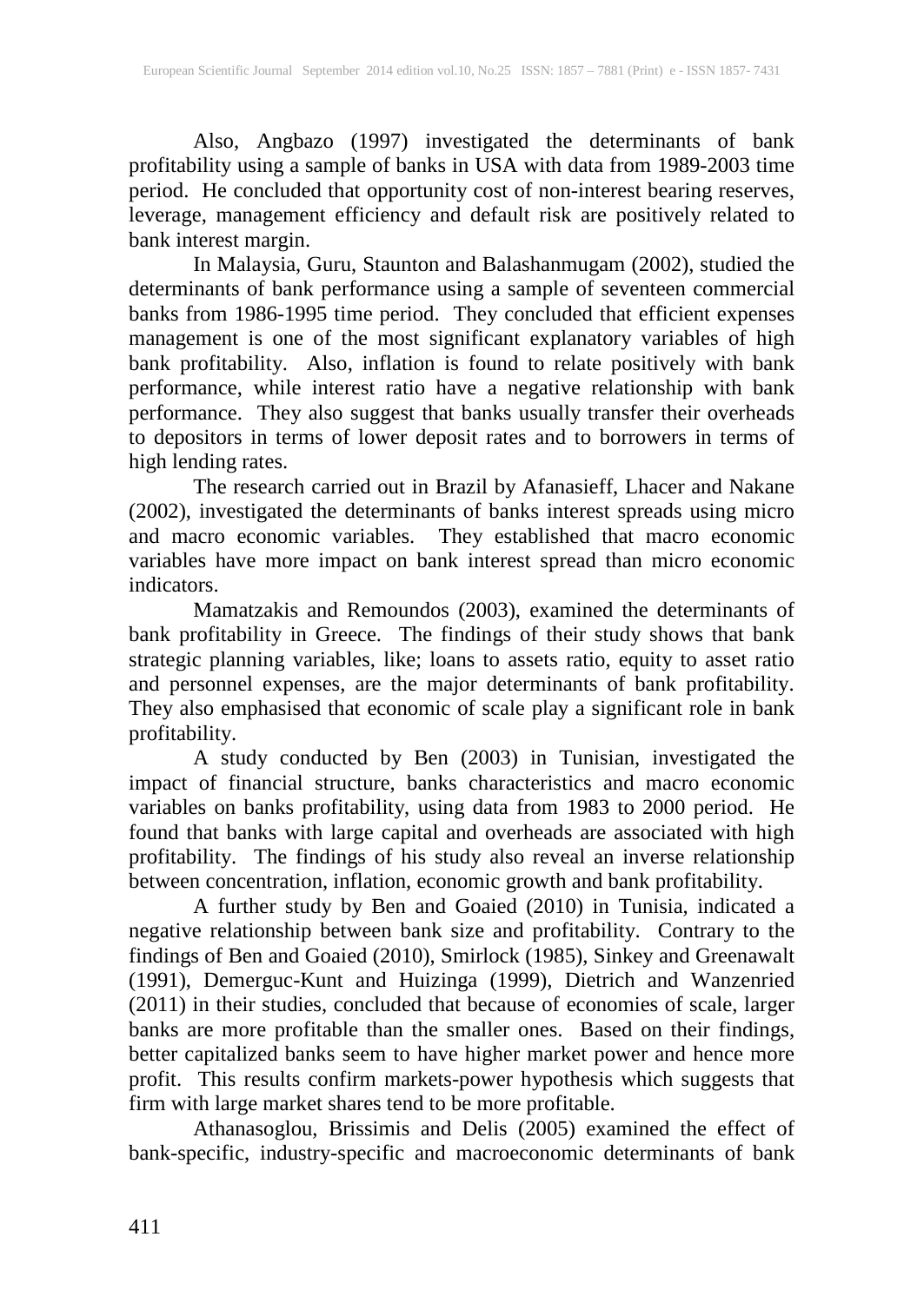Also, Angbazo (1997) investigated the determinants of bank profitability using a sample of banks in USA with data from 1989-2003 time period. He concluded that opportunity cost of non-interest bearing reserves, leverage, management efficiency and default risk are positively related to bank interest margin.

In Malaysia, Guru, Staunton and Balashanmugam (2002), studied the determinants of bank performance using a sample of seventeen commercial banks from 1986-1995 time period. They concluded that efficient expenses management is one of the most significant explanatory variables of high bank profitability. Also, inflation is found to relate positively with bank performance, while interest ratio have a negative relationship with bank performance. They also suggest that banks usually transfer their overheads to depositors in terms of lower deposit rates and to borrowers in terms of high lending rates.

The research carried out in Brazil by Afanasieff, Lhacer and Nakane (2002), investigated the determinants of banks interest spreads using micro and macro economic variables. They established that macro economic variables have more impact on bank interest spread than micro economic indicators.

Mamatzakis and Remoundos (2003), examined the determinants of bank profitability in Greece. The findings of their study shows that bank strategic planning variables, like; loans to assets ratio, equity to asset ratio and personnel expenses, are the major determinants of bank profitability. They also emphasised that economic of scale play a significant role in bank profitability.

A study conducted by Ben (2003) in Tunisian, investigated the impact of financial structure, banks characteristics and macro economic variables on banks profitability, using data from 1983 to 2000 period. He found that banks with large capital and overheads are associated with high profitability. The findings of his study also reveal an inverse relationship between concentration, inflation, economic growth and bank profitability.

A further study by Ben and Goaied (2010) in Tunisia, indicated a negative relationship between bank size and profitability. Contrary to the findings of Ben and Goaied (2010), Smirlock (1985), Sinkey and Greenawalt (1991), Demerguc-Kunt and Huizinga (1999), Dietrich and Wanzenried (2011) in their studies, concluded that because of economies of scale, larger banks are more profitable than the smaller ones. Based on their findings, better capitalized banks seem to have higher market power and hence more profit. This results confirm markets-power hypothesis which suggests that firm with large market shares tend to be more profitable.

Athanasoglou, Brissimis and Delis (2005) examined the effect of bank-specific, industry-specific and macroeconomic determinants of bank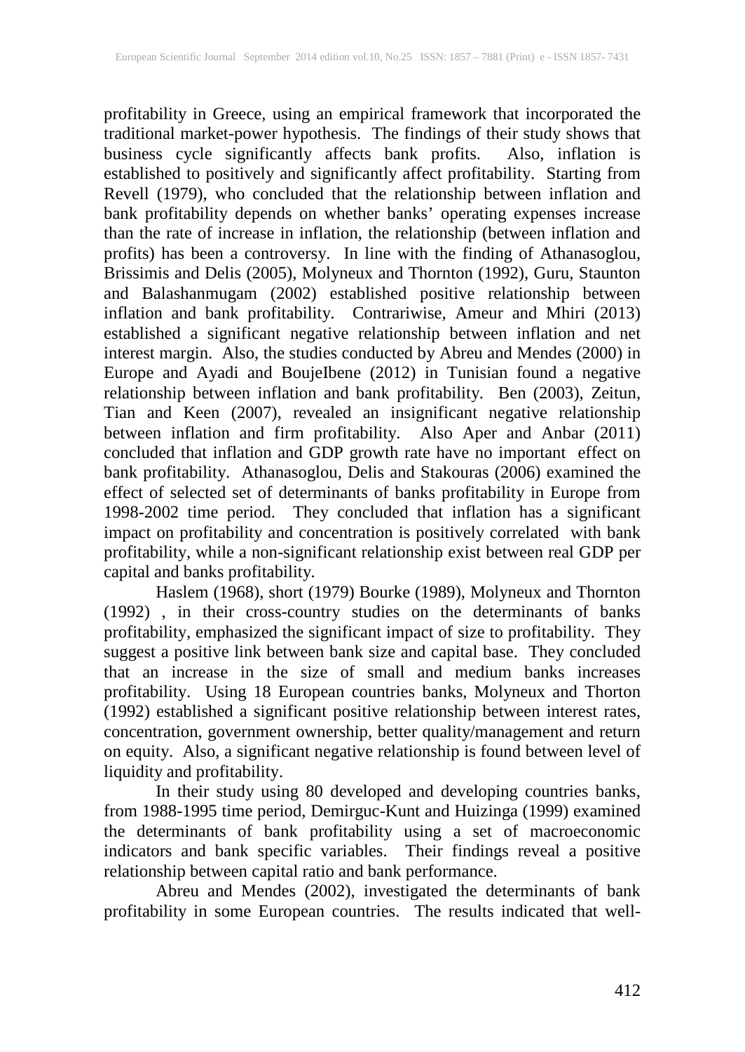profitability in Greece, using an empirical framework that incorporated the traditional market-power hypothesis. The findings of their study shows that business cycle significantly affects bank profits. Also, inflation is established to positively and significantly affect profitability. Starting from Revell (1979), who concluded that the relationship between inflation and bank profitability depends on whether banks' operating expenses increase than the rate of increase in inflation, the relationship (between inflation and profits) has been a controversy. In line with the finding of Athanasoglou, Brissimis and Delis (2005), Molyneux and Thornton (1992), Guru, Staunton and Balashanmugam (2002) established positive relationship between inflation and bank profitability. Contrariwise, Ameur and Mhiri (2013) established a significant negative relationship between inflation and net interest margin. Also, the studies conducted by Abreu and Mendes (2000) in Europe and Ayadi and BoujeIbene (2012) in Tunisian found a negative relationship between inflation and bank profitability. Ben (2003), Zeitun, Tian and Keen (2007), revealed an insignificant negative relationship between inflation and firm profitability. Also Aper and Anbar (2011) concluded that inflation and GDP growth rate have no important effect on bank profitability. Athanasoglou, Delis and Stakouras (2006) examined the effect of selected set of determinants of banks profitability in Europe from 1998-2002 time period. They concluded that inflation has a significant impact on profitability and concentration is positively correlated with bank profitability, while a non-significant relationship exist between real GDP per capital and banks profitability.

Haslem (1968), short (1979) Bourke (1989), Molyneux and Thornton (1992) , in their cross-country studies on the determinants of banks profitability, emphasized the significant impact of size to profitability. They suggest a positive link between bank size and capital base. They concluded that an increase in the size of small and medium banks increases profitability. Using 18 European countries banks, Molyneux and Thorton (1992) established a significant positive relationship between interest rates, concentration, government ownership, better quality/management and return on equity. Also, a significant negative relationship is found between level of liquidity and profitability.

In their study using 80 developed and developing countries banks, from 1988-1995 time period, Demirguc-Kunt and Huizinga (1999) examined the determinants of bank profitability using a set of macroeconomic indicators and bank specific variables. Their findings reveal a positive relationship between capital ratio and bank performance.

Abreu and Mendes (2002), investigated the determinants of bank profitability in some European countries. The results indicated that well-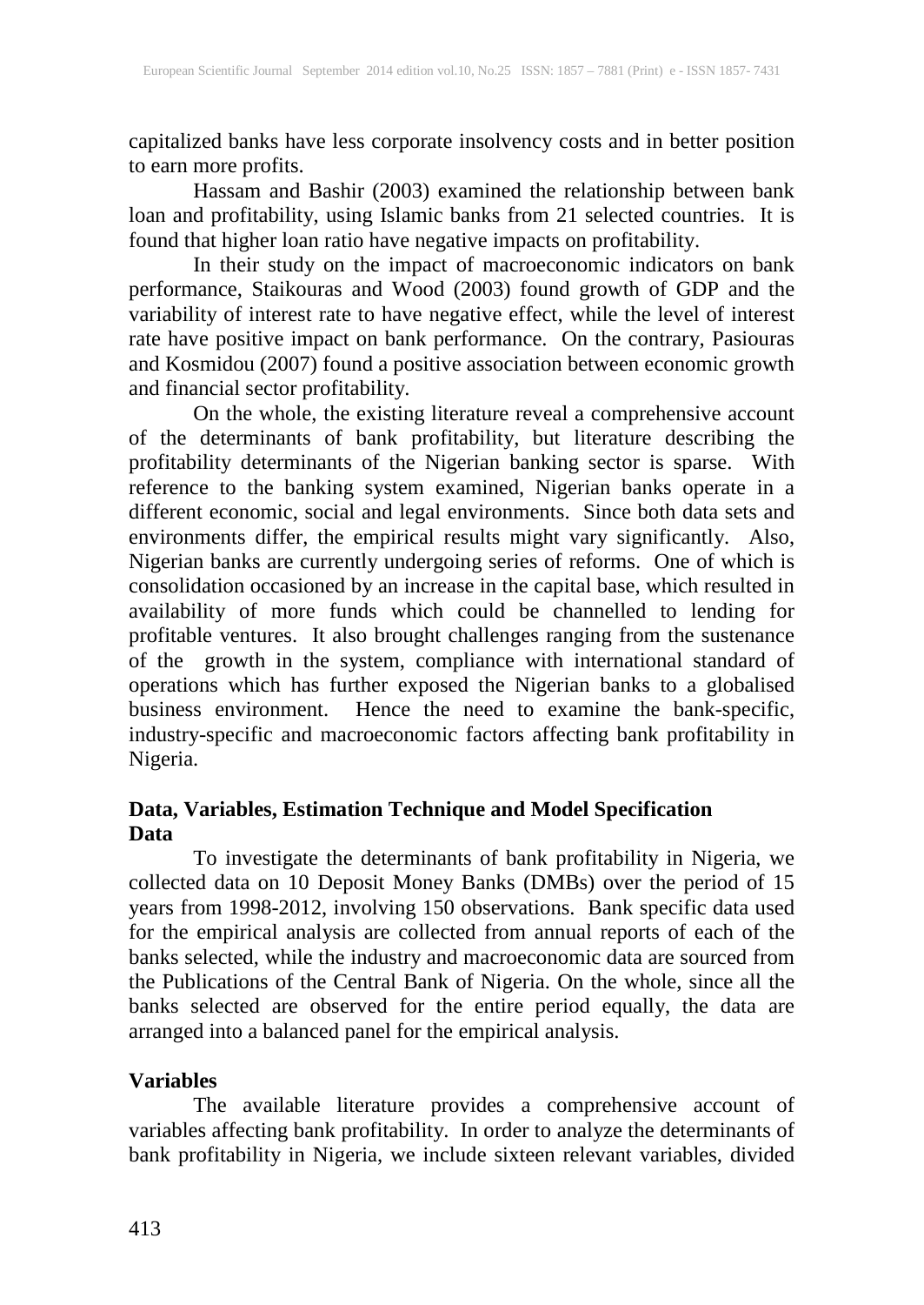capitalized banks have less corporate insolvency costs and in better position to earn more profits.

Hassam and Bashir (2003) examined the relationship between bank loan and profitability, using Islamic banks from 21 selected countries. It is found that higher loan ratio have negative impacts on profitability.

In their study on the impact of macroeconomic indicators on bank performance, Staikouras and Wood (2003) found growth of GDP and the variability of interest rate to have negative effect, while the level of interest rate have positive impact on bank performance. On the contrary, Pasiouras and Kosmidou (2007) found a positive association between economic growth and financial sector profitability.

On the whole, the existing literature reveal a comprehensive account of the determinants of bank profitability, but literature describing the profitability determinants of the Nigerian banking sector is sparse. With reference to the banking system examined, Nigerian banks operate in a different economic, social and legal environments. Since both data sets and environments differ, the empirical results might vary significantly. Also, Nigerian banks are currently undergoing series of reforms. One of which is consolidation occasioned by an increase in the capital base, which resulted in availability of more funds which could be channelled to lending for profitable ventures. It also brought challenges ranging from the sustenance of the growth in the system, compliance with international standard of operations which has further exposed the Nigerian banks to a globalised business environment. Hence the need to examine the bank-specific, industry-specific and macroeconomic factors affecting bank profitability in Nigeria.

## Data, Variables, Estimation Technique and Model Specification

### Data

To investigate the determinants of bank profitability in Nigeria, we collected data on 10 Deposit Money Banks (DMBs) over the period of 15 years from 1998-2012, involving 150 observations. Bank specific data used for the empirical analysis are collected from annual reports of each of the banks selected, while the industry and macroeconomic data are sourced from the Publications of the Central Bank of Nigeria. On the whole, since all the banks selected are observed for the entire period equally, the data are arranged into a balanced panel for the empirical analysis.

### Variables

The available literature provides a comprehensive account of variables affecting bank profitability. In order to analyze the determinants of bank profitability in Nigeria, we include sixteen relevant variables, divided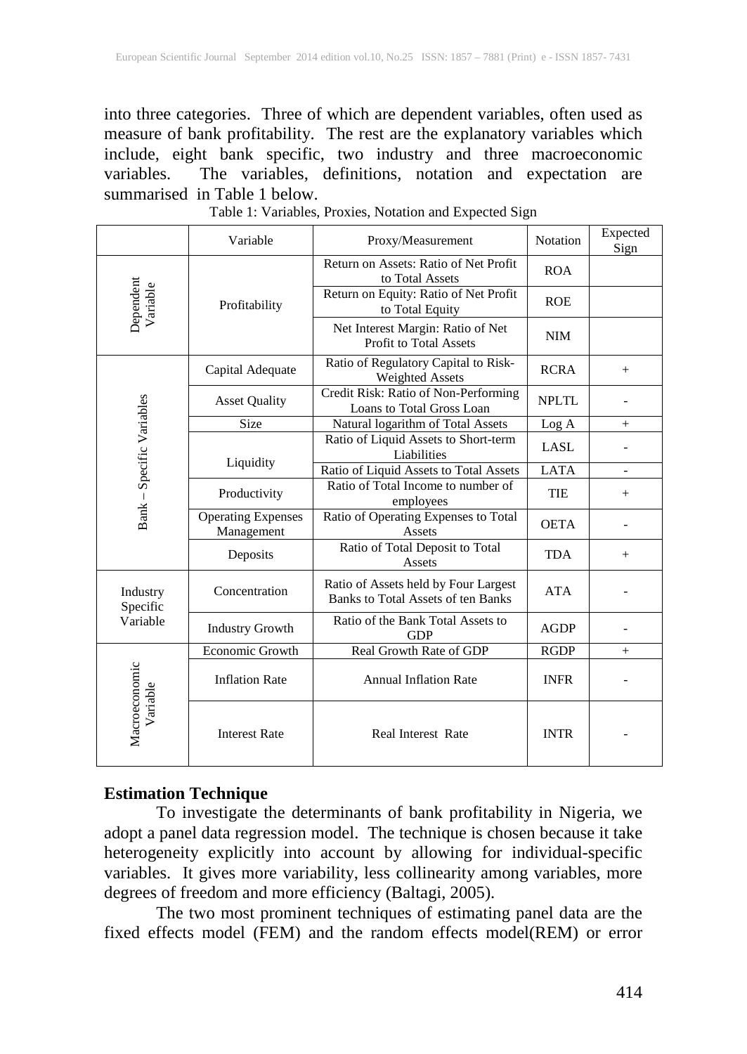into three categories. Three of which are dependent variables, often used as measure of bank profitability. The rest are the explanatory variables which include, eight bank specific, two industry and three macroeconomic variables. The variables, definitions, notation and expectation are summarised in Table 1 below.

Table 1: Variables, Proxies, Notation and Expected Sign

| | Variable | Proxy/Measurement | Notation | Expected Sign |
|---|---|---|---|---|
| Dependent Variable | Profitability | Return on Assets: Ratio of Net Profit to Total Assets | ROA | |
| | | Return on Equity: Ratio of Net Profit to Total Equity | ROE | |
| | | Net Interest Margin: Ratio of Net Profit to Total Assets | NIM | |
| Bank – Specific Variables | Capital Adequate | Ratio of Regulatory Capital to Risk-Weighted Assets | RCRA | + |
| | Asset Quality | Credit Risk: Ratio of Non-Performing Loans to Total Gross Loan | NPLTL | - |
| | Size | Natural logarithm of Total Assets | Log A | + |
| | Liquidity | Ratio of Liquid Assets to Short-term Liabilities | LASL | - |
| | | Ratio of Liquid Assets to Total Assets | LATA | - |
| | Productivity | Ratio of Total Income to number of employees | TIE | + |
| | Operating Expenses Management | Ratio of Operating Expenses to Total Assets | OETA | - |
| | Deposits | Ratio of Total Deposit to Total Assets | TDA | + |
| Industry Specific Variable | Concentration | Ratio of Assets held by Four Largest Banks to Total Assets of ten Banks | ATA | - |
| | Industry Growth | Ratio of the Bank Total Assets to GDP | AGDP | - |
| Macroeconomic Variable | Economic Growth | Real Growth Rate of GDP | RGDP | + |
| | Inflation Rate | Annual Inflation Rate | INFR | - |
| | Interest Rate | Real Interest Rate | INTR | - |

**Estimation Technique**

To investigate the determinants of bank profitability in Nigeria, we adopt a panel data regression model. The technique is chosen because it take heterogeneity explicitly into account by allowing for individual-specific variables. It gives more variability, less collinearity among variables, more degrees of freedom and more efficiency (Baltagi, 2005).

The two most prominent techniques of estimating panel data are the fixed effects model (FEM) and the random effects model(REM) or error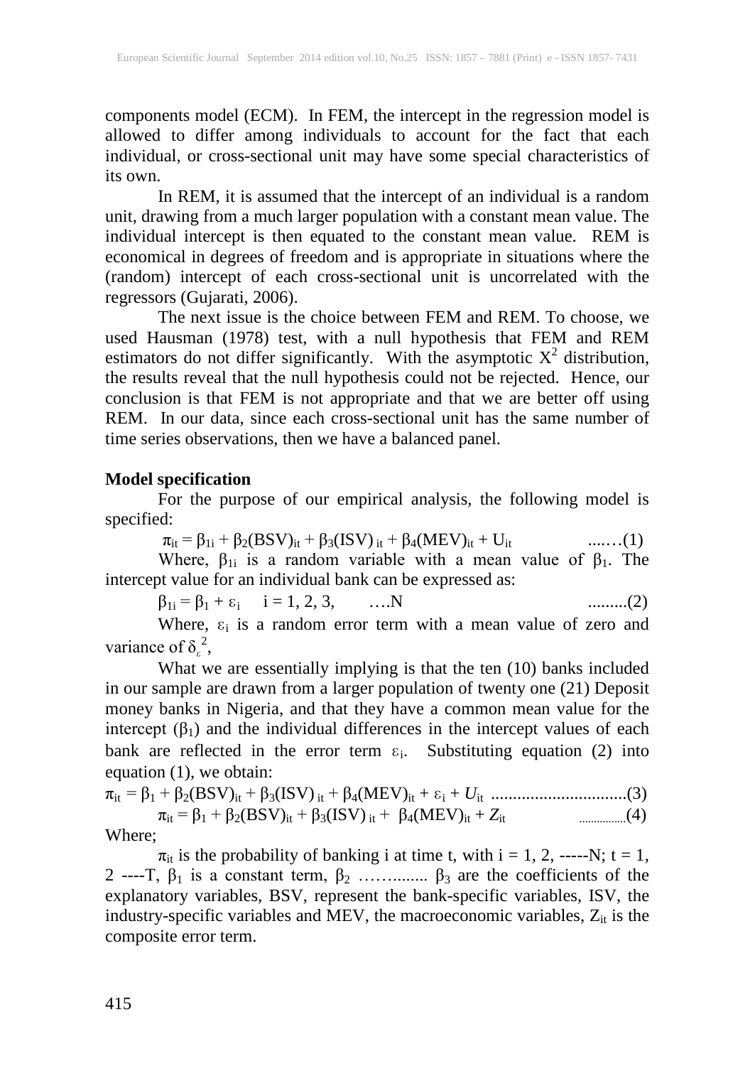components model (ECM). In FEM, the intercept in the regression model is allowed to differ among individuals to account for the fact that each individual, or cross-sectional unit may have some special characteristics of its own.

In REM, it is assumed that the intercept of an individual is a random unit, drawing from a much larger population with a constant mean value. The individual intercept is then equated to the constant mean value. REM is economical in degrees of freedom and is appropriate in situations where the (random) intercept of each cross-sectional unit is uncorrelated with the regressors (Gujarati, 2006).

The next issue is the choice between FEM and REM. To choose, we used Hausman (1978) test, with a null hypothesis that FEM and REM estimators do not differ significantly. With the asymptotic $X^2$ distribution, the results reveal that the null hypothesis could not be rejected. Hence, our conclusion is that FEM is not appropriate and that we are better off using REM. In our data, since each cross-sectional unit has the same number of time series observations, then we have a balanced panel.

**Model specification**

For the purpose of our empirical analysis, the following model is specified:

$$\pi_{it} = \beta_{1i} + \beta_2(BSV)_{it} + \beta_3(ISV)_{it} + \beta_4(MEV)_{it} + U_{it} \quad \text{....(1)}$$

Where, $\beta_{1i}$ is a random variable with a mean value of $\beta_1$. The intercept value for an individual bank can be expressed as:

$$\beta_{1i} = \beta_1 + \varepsilon_i \quad i = 1, 2, 3, \quad \text{....N} \quad \text{.........(2)}$$

Where, $\varepsilon_i$ is a random error term with a mean value of zero and variance of $\delta_{\varepsilon}^2$,

What we are essentially implying is that the ten (10) banks included in our sample are drawn from a larger population of twenty one (21) Deposit money banks in Nigeria, and that they have a common mean value for the intercept ($\beta_1$) and the individual differences in the intercept values of each bank are reflected in the error term $\varepsilon_i$. Substituting equation (2) into equation (1), we obtain:

$$\pi_{it} = \beta_1 + \beta_2(BSV)_{it} + \beta_3(ISV)_{it} + \beta_4(MEV)_{it} + \varepsilon_i + U_{it} \quad \text{..............................(3)}$$

$$\pi_{it} = \beta_1 + \beta_2(BSV)_{it} + \beta_3(ISV)_{it} + \beta_4(MEV)_{it} + Z_{it} \quad \text{...............(4)}$$

Where;

$\pi_{it}$ is the probability of banking i at time t, with i = 1, 2, -----N; t = 1, 2 ----T, $\beta_1$ is a constant term, $\beta_2$ ……........ $\beta_3$ are the coefficients of the explanatory variables, BSV, represent the bank-specific variables, ISV, the industry-specific variables and MEV, the macroeconomic variables, $Z_{it}$ is the composite error term.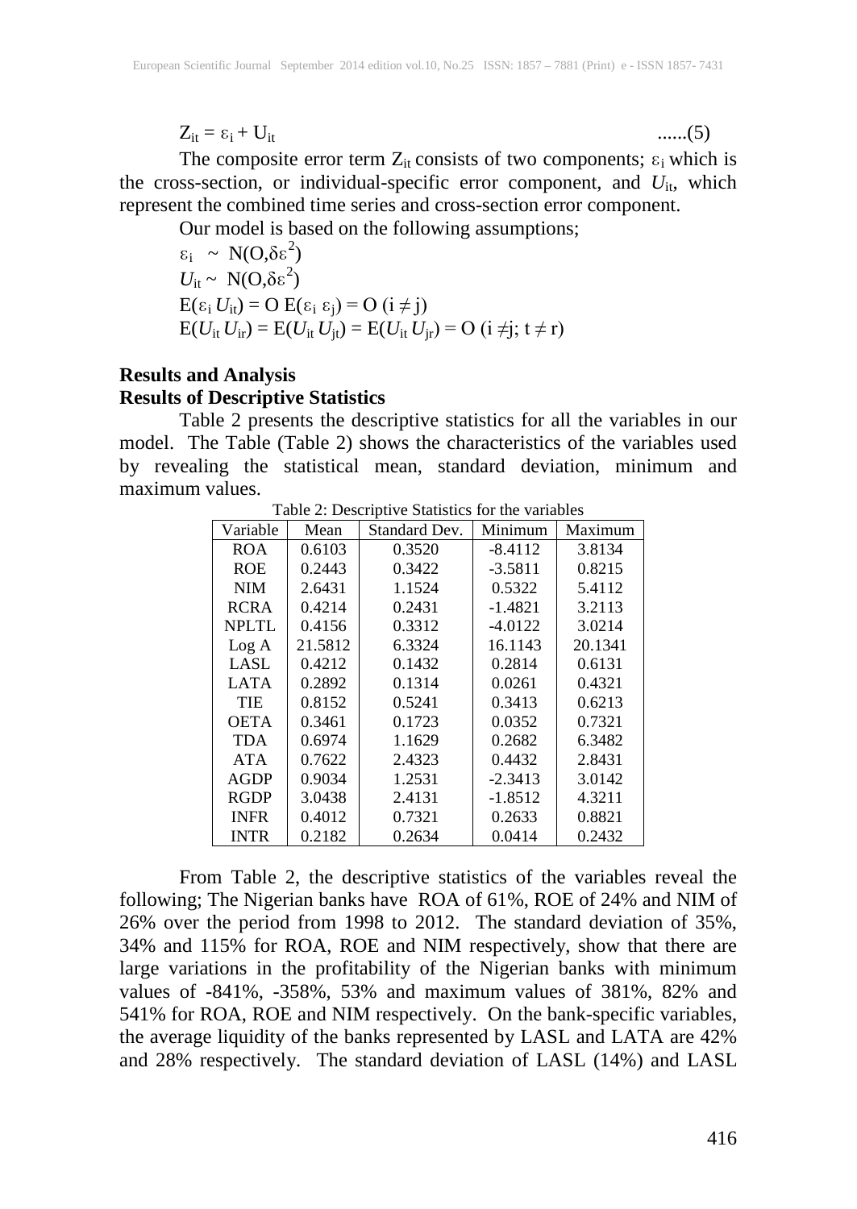$$Z_{it} = \varepsilon_i + U_{it} \qquad ......(5)$$

The composite error term $Z_{it}$ consists of two components; $\varepsilon_i$ which is the cross-section, or individual-specific error component, and $U_{it}$, which represent the combined time series and cross-section error component.

Our model is based on the following assumptions;

$\varepsilon_i \sim N(O,\delta\varepsilon^2)$

$U_{it} \sim N(O,\delta\varepsilon^2)$

$E(\varepsilon_i U_{it}) = O \; E(\varepsilon_i \varepsilon_j) = O \; (i \neq j)$

$E(U_{it} U_{ir}) = E(U_{it} U_{jt}) = E(U_{it} U_{jr}) = O \; (i \neq j; t \neq r)$

## Results and Analysis

### Results of Descriptive Statistics

Table 2 presents the descriptive statistics for all the variables in our model. The Table (Table 2) shows the characteristics of the variables used by revealing the statistical mean, standard deviation, minimum and maximum values.

Table 2: Descriptive Statistics for the variables

| Variable | Mean | Standard Dev. | Minimum | Maximum |
|---|---|---|---|---|
| ROA | 0.6103 | 0.3520 | -8.4112 | 3.8134 |
| ROE | 0.2443 | 0.3422 | -3.5811 | 0.8215 |
| NIM | 2.6431 | 1.1524 | 0.5322 | 5.4112 |
| RCRA | 0.4214 | 0.2431 | -1.4821 | 3.2113 |
| NPLTL | 0.4156 | 0.3312 | -4.0122 | 3.0214 |
| Log A | 21.5812 | 6.3324 | 16.1143 | 20.1341 |
| LASL | 0.4212 | 0.1432 | 0.2814 | 0.6131 |
| LATA | 0.2892 | 0.1314 | 0.0261 | 0.4321 |
| TIE | 0.8152 | 0.5241 | 0.3413 | 0.6213 |
| OETA | 0.3461 | 0.1723 | 0.0352 | 0.7321 |
| TDA | 0.6974 | 1.1629 | 0.2682 | 6.3482 |
| ATA | 0.7622 | 2.4323 | 0.4432 | 2.8431 |
| AGDP | 0.9034 | 1.2531 | -2.3413 | 3.0142 |
| RGDP | 3.0438 | 2.4131 | -1.8512 | 4.3211 |
| INFR | 0.4012 | 0.7321 | 0.2633 | 0.8821 |
| INTR | 0.2182 | 0.2634 | 0.0414 | 0.2432 |

From Table 2, the descriptive statistics of the variables reveal the following; The Nigerian banks have ROA of 61%, ROE of 24% and NIM of 26% over the period from 1998 to 2012. The standard deviation of 35%, 34% and 115% for ROA, ROE and NIM respectively, show that there are large variations in the profitability of the Nigerian banks with minimum values of -841%, -358%, 53% and maximum values of 381%, 82% and 541% for ROA, ROE and NIM respectively. On the bank-specific variables, the average liquidity of the banks represented by LASL and LATA are 42% and 28% respectively. The standard deviation of LASL (14%) and LASL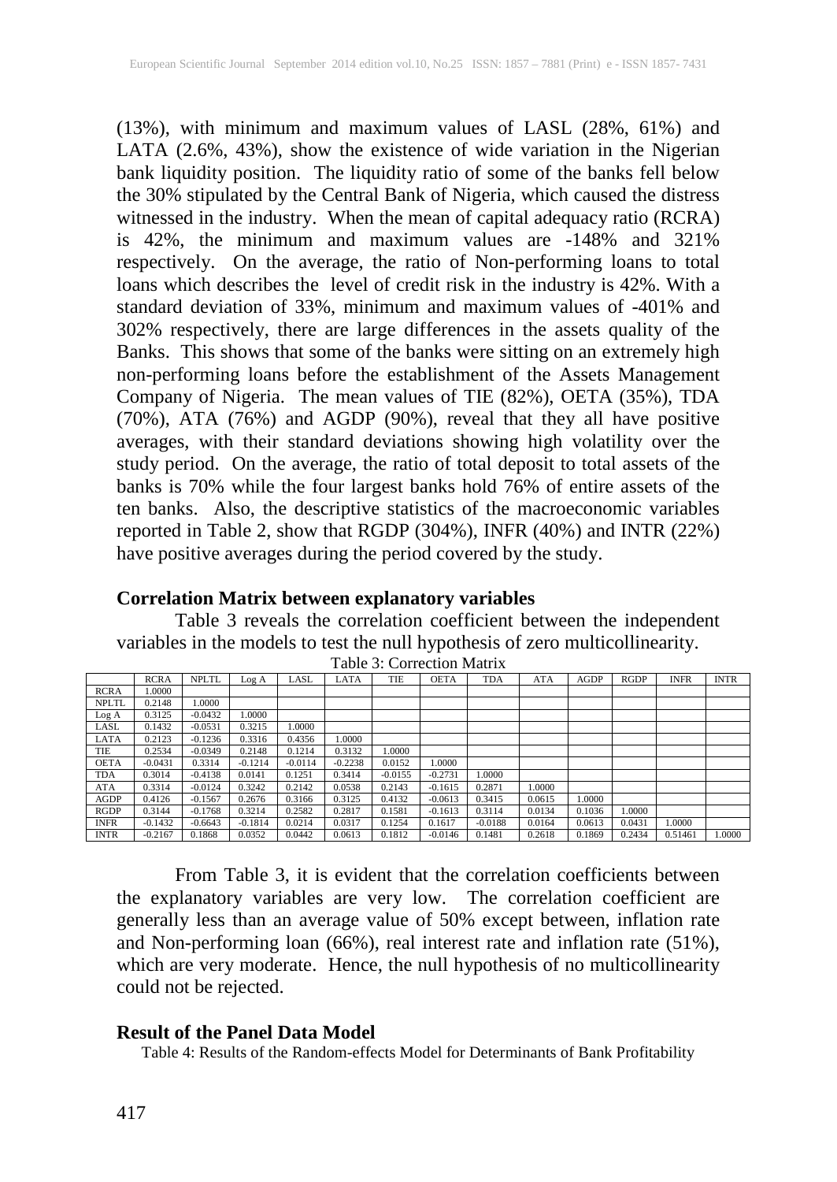(13%), with minimum and maximum values of LASL (28%, 61%) and LATA (2.6%, 43%), show the existence of wide variation in the Nigerian bank liquidity position. The liquidity ratio of some of the banks fell below the 30% stipulated by the Central Bank of Nigeria, which caused the distress witnessed in the industry. When the mean of capital adequacy ratio (RCRA) is 42%, the minimum and maximum values are -148% and 321% respectively. On the average, the ratio of Non-performing loans to total loans which describes the level of credit risk in the industry is 42%. With a standard deviation of 33%, minimum and maximum values of -401% and 302% respectively, there are large differences in the assets quality of the Banks. This shows that some of the banks were sitting on an extremely high non-performing loans before the establishment of the Assets Management Company of Nigeria. The mean values of TIE (82%), OETA (35%), TDA (70%), ATA (76%) and AGDP (90%), reveal that they all have positive averages, with their standard deviations showing high volatility over the study period. On the average, the ratio of total deposit to total assets of the banks is 70% while the four largest banks hold 76% of entire assets of the ten banks. Also, the descriptive statistics of the macroeconomic variables reported in Table 2, show that RGDP (304%), INFR (40%) and INTR (22%) have positive averages during the period covered by the study.

**Correlation Matrix between explanatory variables**

Table 3 reveals the correlation coefficient between the independent variables in the models to test the null hypothesis of zero multicollinearity.

Table 3: Correction Matrix

| | RCRA | NPLTL | Log A | LASL | LATA | TIE | OETA | TDA | ATA | AGDP | RGDP | INFR | INTR |
|---|---|---|---|---|---|---|---|---|---|---|---|---|---|
| RCRA | 1.0000 | | | | | | | | | | | | |
| NPLTL | 0.2148 | 1.0000 | | | | | | | | | | | |
| Log A | 0.3125 | -0.0432 | 1.0000 | | | | | | | | | | |
| LASL | 0.1432 | -0.0531 | 0.3215 | 1.0000 | | | | | | | | | |
| LATA | 0.2123 | -0.1236 | 0.3316 | 0.4356 | 1.0000 | | | | | | | | |
| TIE | 0.2534 | -0.0349 | 0.2148 | 0.1214 | 0.3132 | 1.0000 | | | | | | | |
| OETA | -0.0431 | 0.3314 | -0.1214 | -0.0114 | -0.2238 | 0.0152 | 1.0000 | | | | | | |
| TDA | 0.3014 | -0.4138 | 0.0141 | 0.1251 | 0.3414 | -0.0155 | -0.2731 | 1.0000 | | | | | |
| ATA | 0.3314 | -0.0124 | 0.3242 | 0.2142 | 0.0538 | 0.2143 | -0.1615 | 0.2871 | 1.0000 | | | | |
| AGDP | 0.4126 | -0.1567 | 0.2676 | 0.3166 | 0.3125 | 0.4132 | -0.0613 | 0.3415 | 0.0615 | 1.0000 | | | |
| RGDP | 0.3144 | -0.1768 | 0.3214 | 0.2582 | 0.2817 | 0.1581 | -0.1613 | 0.3114 | 0.0134 | 0.1036 | 1.0000 | | |
| INFR | -0.1432 | -0.6643 | -0.1814 | 0.0214 | 0.0317 | 0.1254 | 0.1617 | -0.0188 | 0.0164 | 0.0613 | 0.0431 | 1.0000 | |
| INTR | -0.2167 | 0.1868 | 0.0352 | 0.0442 | 0.0613 | 0.1812 | -0.0146 | 0.1481 | 0.2618 | 0.1869 | 0.2434 | 0.51461 | 1.0000 |

From Table 3, it is evident that the correlation coefficients between the explanatory variables are very low. The correlation coefficient are generally less than an average value of 50% except between, inflation rate and Non-performing loan (66%), real interest rate and inflation rate (51%), which are very moderate. Hence, the null hypothesis of no multicollinearity could not be rejected.

**Result of the Panel Data Model**

Table 4: Results of the Random-effects Model for Determinants of Bank Profitability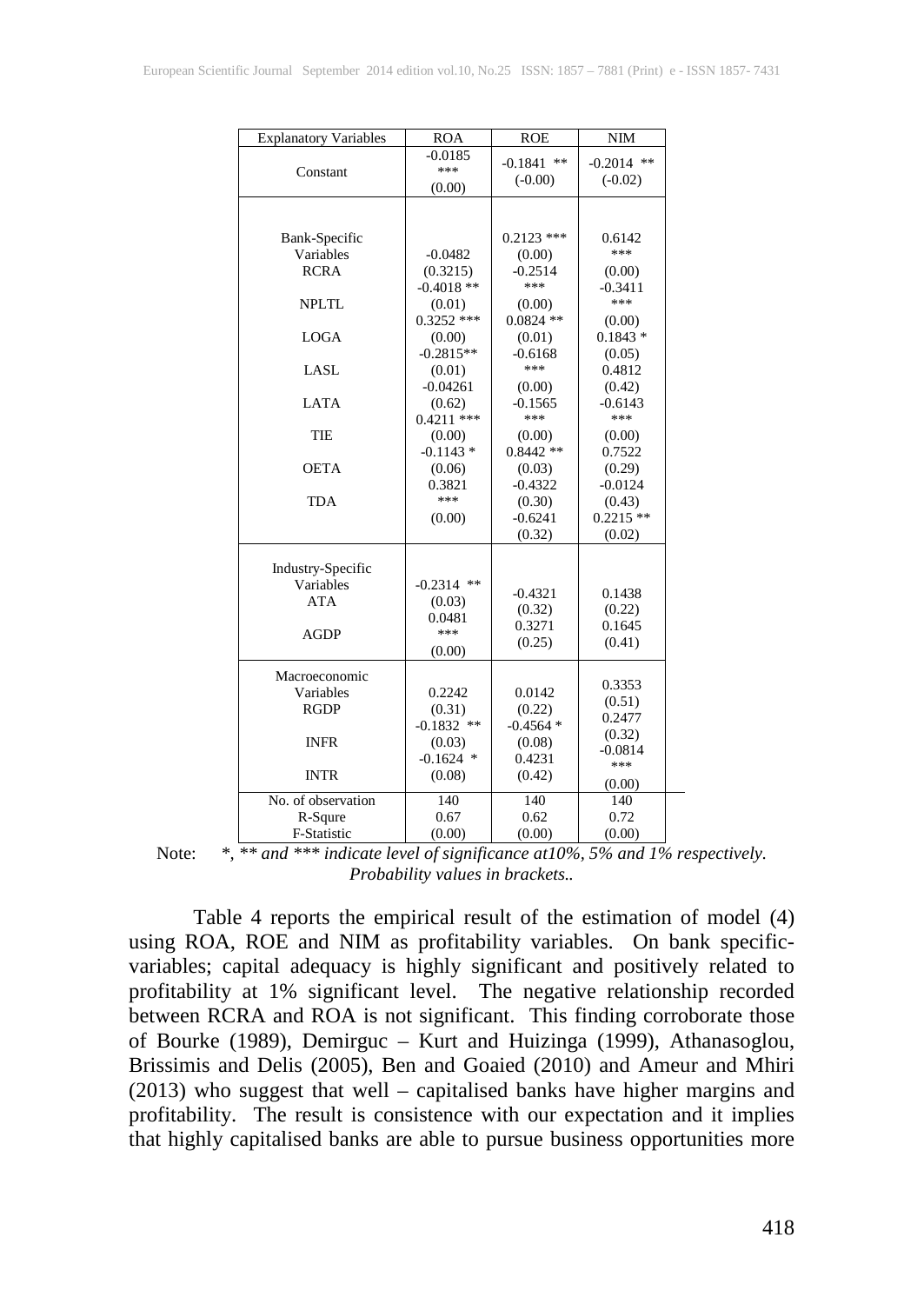| Explanatory Variables | ROA | ROE | NIM |
|---|---|---|---|
| Constant | -0.0185 *** | -0.1841 ** | -0.2014 ** |
| | (0.00) | (-0.00) | (-0.02) |
| **Bank-Specific Variables** | | | |
| RCRA | -0.0482 | 0.2123 *** | 0.6142 *** |
| | (0.3215) | (0.00) | (0.00) |
| NPLTL | -0.4018 ** | -0.2514 *** | -0.3411 *** |
| | (0.01) | (0.00) | (0.00) |
| LOGA | 0.3252 *** | 0.0824 ** | 0.1843 * |
| | (0.00) | (0.01) | (0.05) |
| LASL | -0.2815** | -0.6168 *** | 0.4812 |
| | (0.01) | (0.00) | (0.42) |
| LATA | -0.04261 | -0.1565 *** | -0.6143 *** |
| | (0.62) | (0.00) | (0.00) |
| TIE | 0.4211 *** | 0.8442 ** | 0.7522 |
| | (0.00) | (0.03) | (0.29) |
| OETA | -0.1143 * | -0.4322 | -0.0124 |
| | (0.06) | (0.30) | (0.43) |
| TDA | 0.3821 *** | -0.6241 | 0.2215 ** |
| | (0.00) | (0.32) | (0.02) |
| **Industry-Specific Variables** | | | |
| ATA | -0.2314 ** | -0.4321 | 0.1438 |
| | (0.03) | (0.32) | (0.22) |
| AGDP | 0.0481 *** | 0.3271 | 0.1645 |
| | (0.00) | (0.25) | (0.41) |
| **Macroeconomic Variables** | | | |
| RGDP | 0.2242 | 0.0142 | 0.3353 |
| | (0.31) | (0.22) | (0.51) |
| INFR | -0.1832 ** | -0.4564 * | 0.2477 |
| | (0.03) | (0.08) | (0.32) |
| INTR | -0.1624 * | 0.4231 | -0.0814 *** |
| | (0.08) | (0.42) | (0.00) |
| No. of observation | 140 | 140 | 140 |
| R-Squre | 0.67 | 0.62 | 0.72 |
| F-Statistic | (0.00) | (0.00) | (0.00) |

Note: *\*, \*\* and \*\*\* indicate level of significance at10%, 5% and 1% respectively. Probability values in brackets..*

Table 4 reports the empirical result of the estimation of model (4) using ROA, ROE and NIM as profitability variables. On bank specific-variables; capital adequacy is highly significant and positively related to profitability at 1% significant level. The negative relationship recorded between RCRA and ROA is not significant. This finding corroborate those of Bourke (1989), Demirguc – Kurt and Huizinga (1999), Athanasoglou, Brissimis and Delis (2005), Ben and Goaied (2010) and Ameur and Mhiri (2013) who suggest that well – capitalised banks have higher margins and profitability. The result is consistence with our expectation and it implies that highly capitalised banks are able to pursue business opportunities more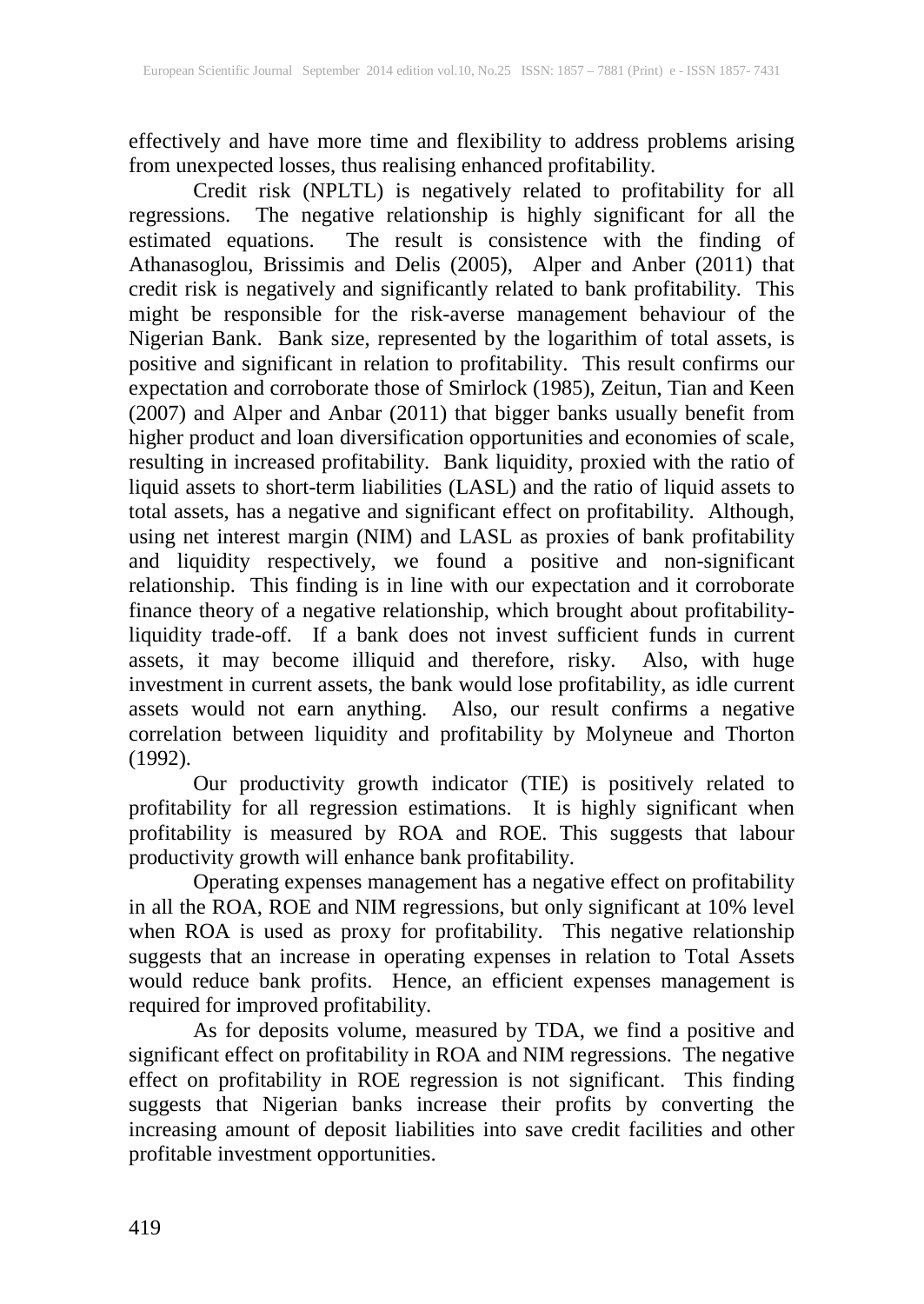effectively and have more time and flexibility to address problems arising from unexpected losses, thus realising enhanced profitability.

Credit risk (NPLTL) is negatively related to profitability for all regressions. The negative relationship is highly significant for all the estimated equations. The result is consistence with the finding of Athanasoglou, Brissimis and Delis (2005), Alper and Anber (2011) that credit risk is negatively and significantly related to bank profitability. This might be responsible for the risk-averse management behaviour of the Nigerian Bank. Bank size, represented by the logarithim of total assets, is positive and significant in relation to profitability. This result confirms our expectation and corroborate those of Smirlock (1985), Zeitun, Tian and Keen (2007) and Alper and Anbar (2011) that bigger banks usually benefit from higher product and loan diversification opportunities and economies of scale, resulting in increased profitability. Bank liquidity, proxied with the ratio of liquid assets to short-term liabilities (LASL) and the ratio of liquid assets to total assets, has a negative and significant effect on profitability. Although, using net interest margin (NIM) and LASL as proxies of bank profitability and liquidity respectively, we found a positive and non-significant relationship. This finding is in line with our expectation and it corroborate finance theory of a negative relationship, which brought about profitability-liquidity trade-off. If a bank does not invest sufficient funds in current assets, it may become illiquid and therefore, risky. Also, with huge investment in current assets, the bank would lose profitability, as idle current assets would not earn anything. Also, our result confirms a negative correlation between liquidity and profitability by Molyneue and Thorton (1992).

Our productivity growth indicator (TIE) is positively related to profitability for all regression estimations. It is highly significant when profitability is measured by ROA and ROE. This suggests that labour productivity growth will enhance bank profitability.

Operating expenses management has a negative effect on profitability in all the ROA, ROE and NIM regressions, but only significant at 10% level when ROA is used as proxy for profitability. This negative relationship suggests that an increase in operating expenses in relation to Total Assets would reduce bank profits. Hence, an efficient expenses management is required for improved profitability.

As for deposits volume, measured by TDA, we find a positive and significant effect on profitability in ROA and NIM regressions. The negative effect on profitability in ROE regression is not significant. This finding suggests that Nigerian banks increase their profits by converting the increasing amount of deposit liabilities into save credit facilities and other profitable investment opportunities.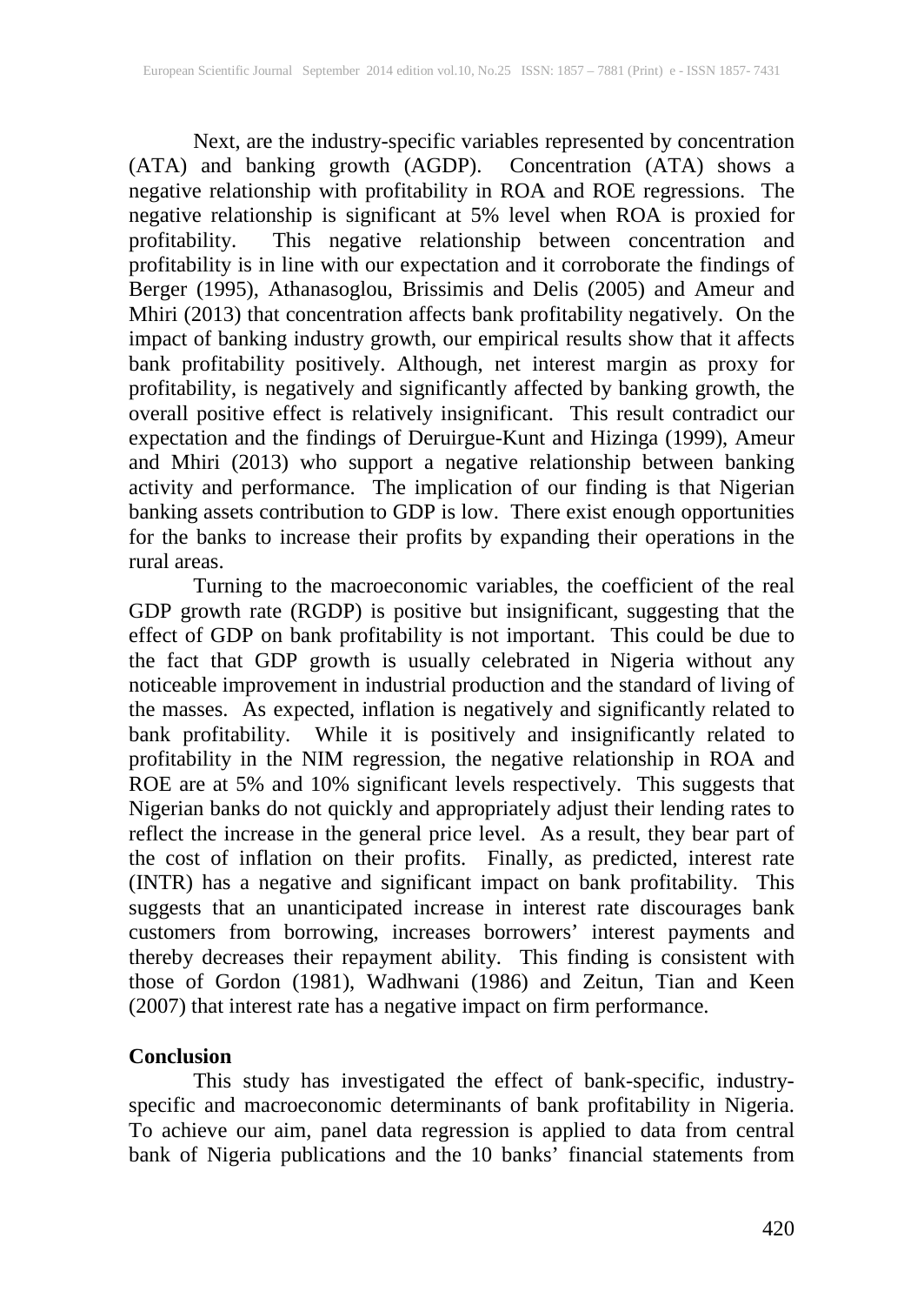Next, are the industry-specific variables represented by concentration (ATA) and banking growth (AGDP). Concentration (ATA) shows a negative relationship with profitability in ROA and ROE regressions. The negative relationship is significant at 5% level when ROA is proxied for profitability. This negative relationship between concentration and profitability is in line with our expectation and it corroborate the findings of Berger (1995), Athanasoglou, Brissimis and Delis (2005) and Ameur and Mhiri (2013) that concentration affects bank profitability negatively. On the impact of banking industry growth, our empirical results show that it affects bank profitability positively. Although, net interest margin as proxy for profitability, is negatively and significantly affected by banking growth, the overall positive effect is relatively insignificant. This result contradict our expectation and the findings of Deruirgue-Kunt and Hizinga (1999), Ameur and Mhiri (2013) who support a negative relationship between banking activity and performance. The implication of our finding is that Nigerian banking assets contribution to GDP is low. There exist enough opportunities for the banks to increase their profits by expanding their operations in the rural areas.

Turning to the macroeconomic variables, the coefficient of the real GDP growth rate (RGDP) is positive but insignificant, suggesting that the effect of GDP on bank profitability is not important. This could be due to the fact that GDP growth is usually celebrated in Nigeria without any noticeable improvement in industrial production and the standard of living of the masses. As expected, inflation is negatively and significantly related to bank profitability. While it is positively and insignificantly related to profitability in the NIM regression, the negative relationship in ROA and ROE are at 5% and 10% significant levels respectively. This suggests that Nigerian banks do not quickly and appropriately adjust their lending rates to reflect the increase in the general price level. As a result, they bear part of the cost of inflation on their profits. Finally, as predicted, interest rate (INTR) has a negative and significant impact on bank profitability. This suggests that an unanticipated increase in interest rate discourages bank customers from borrowing, increases borrowers' interest payments and thereby decreases their repayment ability. This finding is consistent with those of Gordon (1981), Wadhwani (1986) and Zeitun, Tian and Keen (2007) that interest rate has a negative impact on firm performance.

## Conclusion

This study has investigated the effect of bank-specific, industry-specific and macroeconomic determinants of bank profitability in Nigeria. To achieve our aim, panel data regression is applied to data from central bank of Nigeria publications and the 10 banks' financial statements from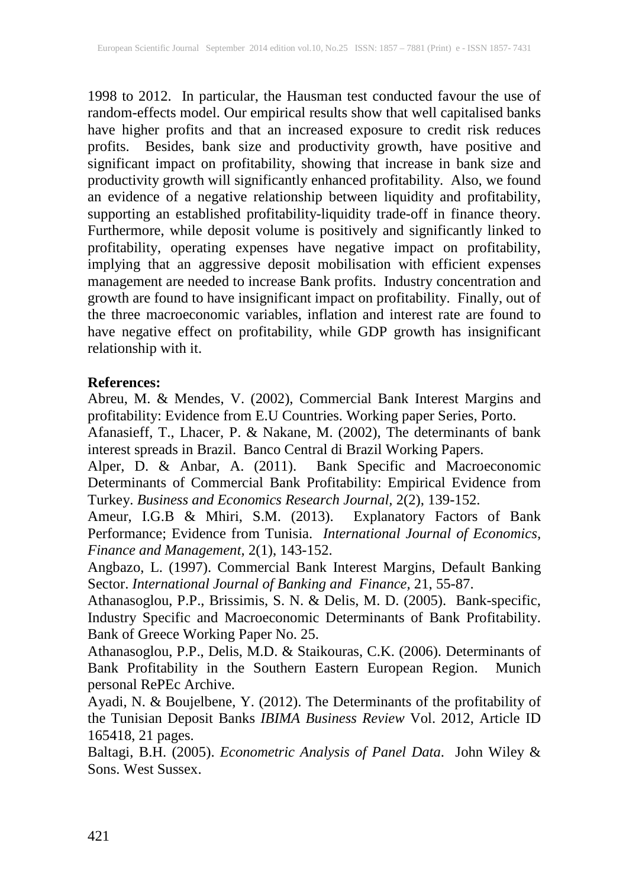1998 to 2012. In particular, the Hausman test conducted favour the use of random-effects model. Our empirical results show that well capitalised banks have higher profits and that an increased exposure to credit risk reduces profits. Besides, bank size and productivity growth, have positive and significant impact on profitability, showing that increase in bank size and productivity growth will significantly enhanced profitability. Also, we found an evidence of a negative relationship between liquidity and profitability, supporting an established profitability-liquidity trade-off in finance theory. Furthermore, while deposit volume is positively and significantly linked to profitability, operating expenses have negative impact on profitability, implying that an aggressive deposit mobilisation with efficient expenses management are needed to increase Bank profits. Industry concentration and growth are found to have insignificant impact on profitability. Finally, out of the three macroeconomic variables, inflation and interest rate are found to have negative effect on profitability, while GDP growth has insignificant relationship with it.

**References:**

Abreu, M. & Mendes, V. (2002), Commercial Bank Interest Margins and profitability: Evidence from E.U Countries. Working paper Series, Porto.

Afanasieff, T., Lhacer, P. & Nakane, M. (2002), The determinants of bank interest spreads in Brazil. Banco Central di Brazil Working Papers.

Alper, D. & Anbar, A. (2011). Bank Specific and Macroeconomic Determinants of Commercial Bank Profitability: Empirical Evidence from Turkey. *Business and Economics Research Journal*, 2(2), 139-152.

Ameur, I.G.B & Mhiri, S.M. (2013). Explanatory Factors of Bank Performance; Evidence from Tunisia. *International Journal of Economics, Finance and Management*, 2(1), 143-152.

Angbazo, L. (1997). Commercial Bank Interest Margins, Default Banking Sector. *International Journal of Banking and Finance*, 21, 55-87.

Athanasoglou, P.P., Brissimis, S. N. & Delis, M. D. (2005). Bank-specific, Industry Specific and Macroeconomic Determinants of Bank Profitability. Bank of Greece Working Paper No. 25.

Athanasoglou, P.P., Delis, M.D. & Staikouras, C.K. (2006). Determinants of Bank Profitability in the Southern Eastern European Region. Munich personal RePEc Archive.

Ayadi, N. & Boujelbene, Y. (2012). The Determinants of the profitability of the Tunisian Deposit Banks *IBIMA Business Review* Vol. 2012, Article ID 165418, 21 pages.

Baltagi, B.H. (2005). *Econometric Analysis of Panel Data*. John Wiley & Sons. West Sussex.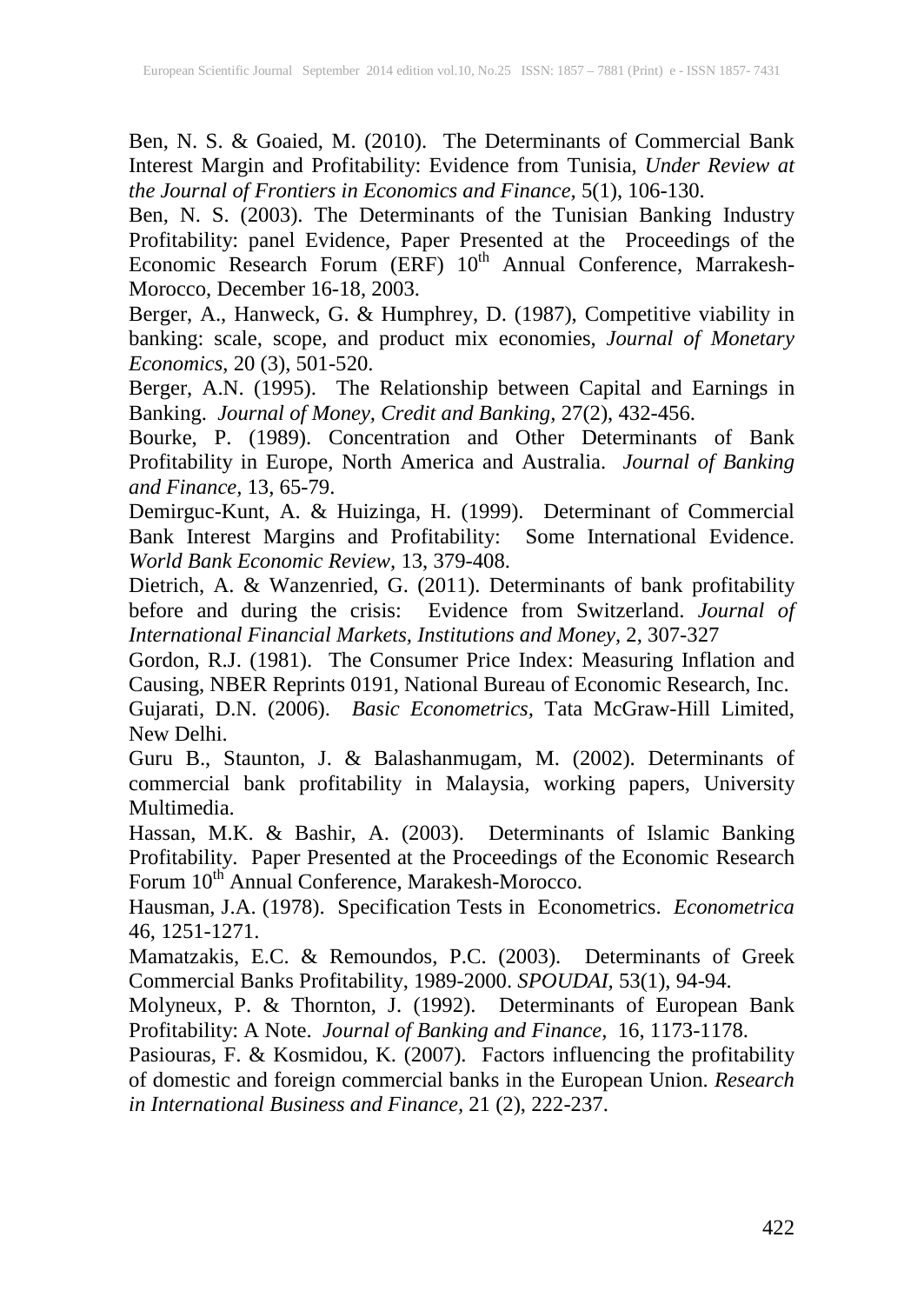Ben, N. S. & Goaied, M. (2010). The Determinants of Commercial Bank Interest Margin and Profitability: Evidence from Tunisia, *Under Review at the Journal of Frontiers in Economics and Finance*, 5(1), 106-130.

Ben, N. S. (2003). The Determinants of the Tunisian Banking Industry Profitability: panel Evidence, Paper Presented at the Proceedings of the Economic Research Forum (ERF) 10th Annual Conference, Marrakesh-Morocco, December 16-18, 2003.

Berger, A., Hanweck, G. & Humphrey, D. (1987), Competitive viability in banking: scale, scope, and product mix economies, *Journal of Monetary Economics*, 20 (3), 501-520.

Berger, A.N. (1995). The Relationship between Capital and Earnings in Banking. *Journal of Money, Credit and Banking*, 27(2), 432-456.

Bourke, P. (1989). Concentration and Other Determinants of Bank Profitability in Europe, North America and Australia. *Journal of Banking and Finance*, 13, 65-79.

Demirguc-Kunt, A. & Huizinga, H. (1999). Determinant of Commercial Bank Interest Margins and Profitability: Some International Evidence. *World Bank Economic Review*, 13, 379-408.

Dietrich, A. & Wanzenried, G. (2011). Determinants of bank profitability before and during the crisis: Evidence from Switzerland. *Journal of International Financial Markets, Institutions and Money,* 2, 307-327

Gordon, R.J. (1981). The Consumer Price Index: Measuring Inflation and Causing, NBER Reprints 0191, National Bureau of Economic Research, Inc.

Gujarati, D.N. (2006). *Basic Econometrics*, Tata McGraw-Hill Limited, New Delhi.

Guru B., Staunton, J. & Balashanmugam, M. (2002). Determinants of commercial bank profitability in Malaysia, working papers, University Multimedia.

Hassan, M.K. & Bashir, A. (2003). Determinants of Islamic Banking Profitability. Paper Presented at the Proceedings of the Economic Research Forum 10th Annual Conference, Marakesh-Morocco.

Hausman, J.A. (1978). Specification Tests in Econometrics. *Econometrica* 46, 1251-1271.

Mamatzakis, E.C. & Remoundos, P.C. (2003). Determinants of Greek Commercial Banks Profitability, 1989-2000. *SPOUDAI*, 53(1), 94-94.

Molyneux, P. & Thornton, J. (1992). Determinants of European Bank Profitability: A Note. *Journal of Banking and Finance,* 16, 1173-1178.

Pasiouras, F. & Kosmidou, K. (2007). Factors influencing the profitability of domestic and foreign commercial banks in the European Union. *Research in International Business and Finance*, 21 (2), 222-237.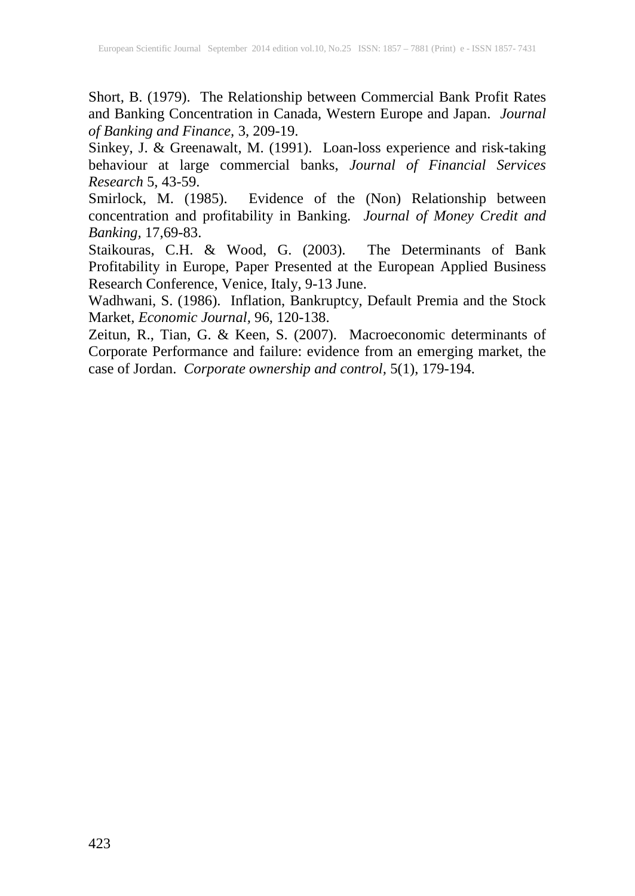Short, B. (1979). The Relationship between Commercial Bank Profit Rates and Banking Concentration in Canada, Western Europe and Japan. *Journal of Banking and Finance,* 3, 209-19.

Sinkey, J. & Greenawalt, M. (1991). Loan-loss experience and risk-taking behaviour at large commercial banks, *Journal of Financial Services Research* 5, 43-59.

Smirlock, M. (1985). Evidence of the (Non) Relationship between concentration and profitability in Banking. *Journal of Money Credit and Banking,* 17,69-83.

Staikouras, C.H. & Wood, G. (2003). The Determinants of Bank Profitability in Europe, Paper Presented at the European Applied Business Research Conference, Venice, Italy, 9-13 June.

Wadhwani, S. (1986). Inflation, Bankruptcy, Default Premia and the Stock Market, *Economic Journal,* 96, 120-138.

Zeitun, R., Tian, G. & Keen, S. (2007). Macroeconomic determinants of Corporate Performance and failure: evidence from an emerging market, the case of Jordan. *Corporate ownership and control,* 5(1), 179-194.